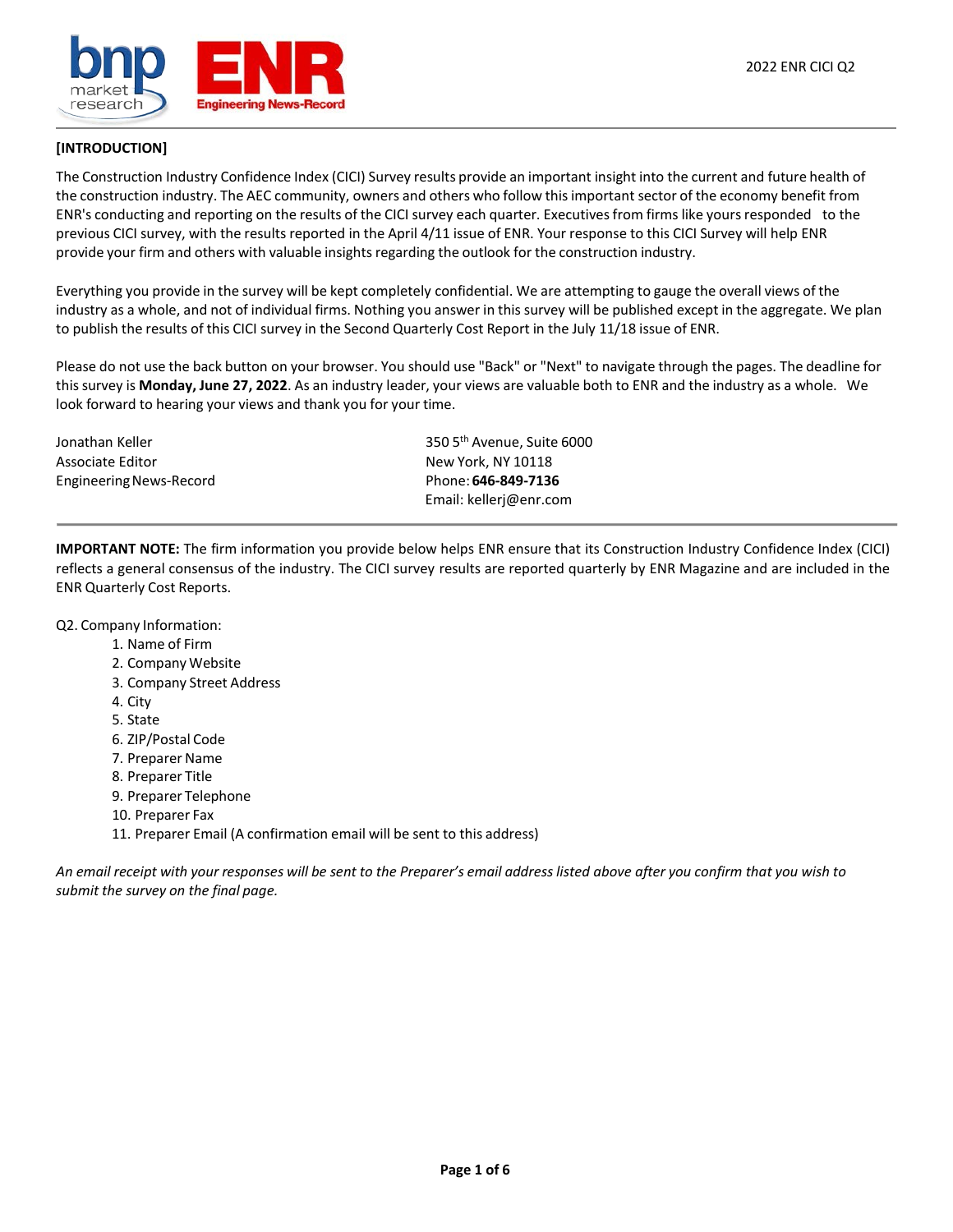2022 ENR CICI Q2

**[INTRODUCTION]**

The Construction Industry Confidence Index (CICI) Survey results provide an important insight into the current and future health of the construction industry. The AEC community, owners and others who follow this important sector of the economy benefit from ENR's conducting and reporting on the results of the CICI survey each quarter. Executives from firms like yours responded to the previous CICI survey, with the results reported in the April 4/11 issue of ENR. Your response to this CICI Survey will help ENR provide your firm and others with valuable insights regarding the outlook for the construction industry.

Everything you provide in the survey will be kept completely confidential. We are attempting to gauge the overall views of the industry as a whole, and not of individual firms. Nothing you answer in this survey will be published except in the aggregate. We plan to publish the results of this CICI survey in the Second Quarterly Cost Report in the July 11/18 issue of ENR.

Please do not use the back button on your browser. You should use "Back" or "Next" to navigate through the pages. The deadline for this survey is **Monday, June 27, 2022**. As an industry leader, your views are valuable both to ENR and the industry as a whole. We look forward to hearing your views and thank you for your time.

Jonathan Keller
Associate Editor
Engineering News-Record

350 5th Avenue, Suite 6000
New York, NY 10118
Phone: **646-849-7136**
Email: kellerj@enr.com

---

**IMPORTANT NOTE:** The firm information you provide below helps ENR ensure that its Construction Industry Confidence Index (CICI) reflects a general consensus of the industry. The CICI survey results are reported quarterly by ENR Magazine and are included in the ENR Quarterly Cost Reports.

Q2. Company Information:

1. Name of Firm
2. Company Website
3. Company Street Address
4. City
5. State
6. ZIP/Postal Code
7. Preparer Name
8. Preparer Title
9. Preparer Telephone
10. Preparer Fax
11. Preparer Email (A confirmation email will be sent to this address)

*An email receipt with your responses will be sent to the Preparer's email address listed above after you confirm that you wish to submit the survey on the final page.*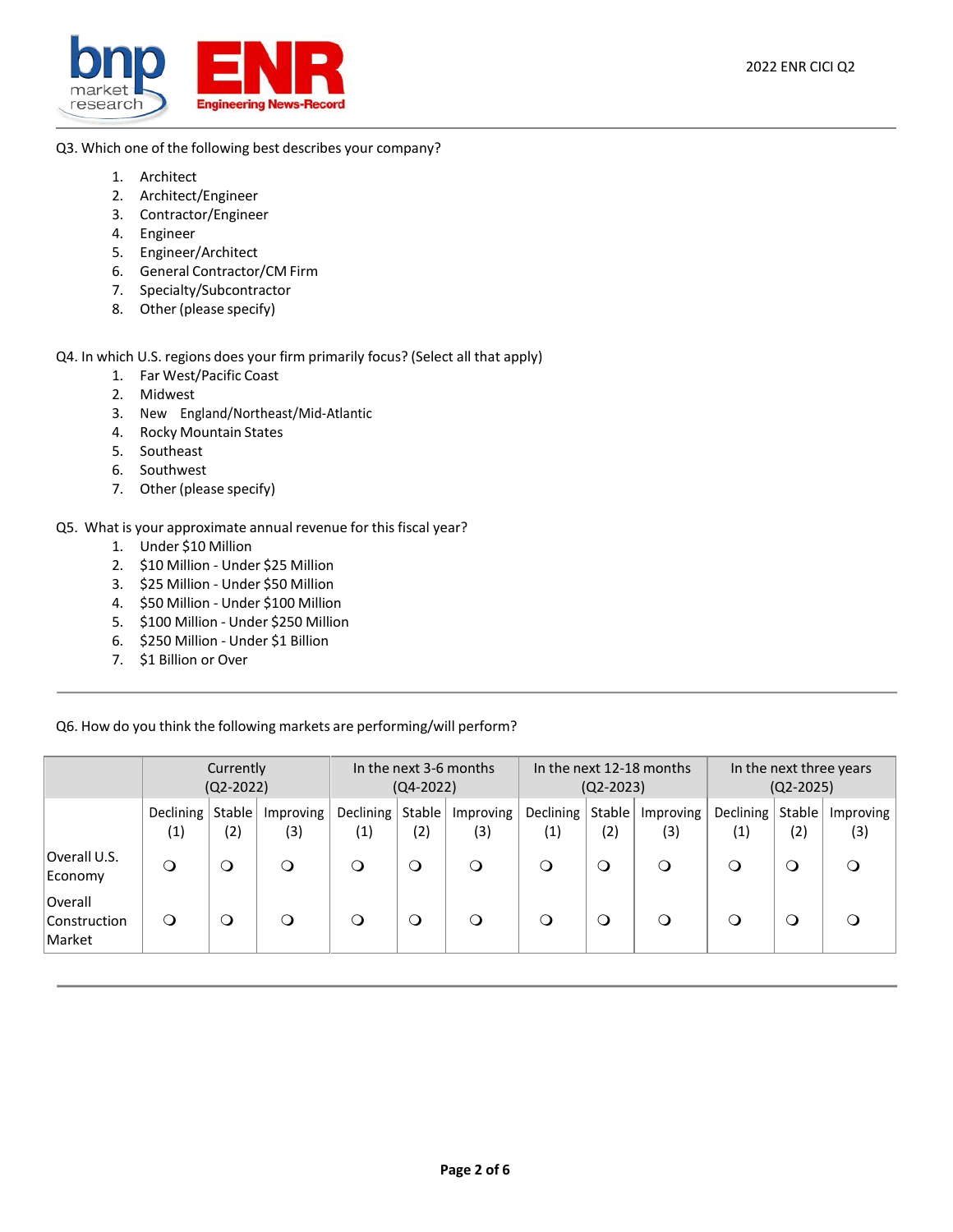Q3. Which one of the following best describes your company?

1. Architect
2. Architect/Engineer
3. Contractor/Engineer
4. Engineer
5. Engineer/Architect
6. General Contractor/CM Firm
7. Specialty/Subcontractor
8. Other (please specify)

Q4. In which U.S. regions does your firm primarily focus? (Select all that apply)

1. Far West/Pacific Coast
2. Midwest
3. New England/Northeast/Mid-Atlantic
4. Rocky Mountain States
5. Southeast
6. Southwest
7. Other (please specify)

Q5. What is your approximate annual revenue for this fiscal year?

1. Under $10 Million
2. $10 Million - Under $25 Million
3. $25 Million - Under $50 Million
4. $50 Million - Under $100 Million
5. $100 Million - Under $250 Million
6. $250 Million - Under $1 Billion
7. $1 Billion or Over

---

Q6. How do you think the following markets are performing/will perform?

| | Currently (Q2-2022) | | | In the next 3-6 months (Q4-2022) | | | In the next 12-18 months (Q2-2023) | | | In the next three years (Q2-2025) | | |
|---|---|---|---|---|---|---|---|---|---|---|---|---|
| | Declining (1) | Stable (2) | Improving (3) | Declining (1) | Stable (2) | Improving (3) | Declining (1) | Stable (2) | Improving (3) | Declining (1) | Stable (2) | Improving (3) |
| Overall U.S. Economy | ❍ | ❍ | ❍ | ❍ | ❍ | ❍ | ❍ | ❍ | ❍ | ❍ | ❍ | ❍ |
| Overall Construction Market | ❍ | ❍ | ❍ | ❍ | ❍ | ❍ | ❍ | ❍ | ❍ | ❍ | ❍ | ❍ |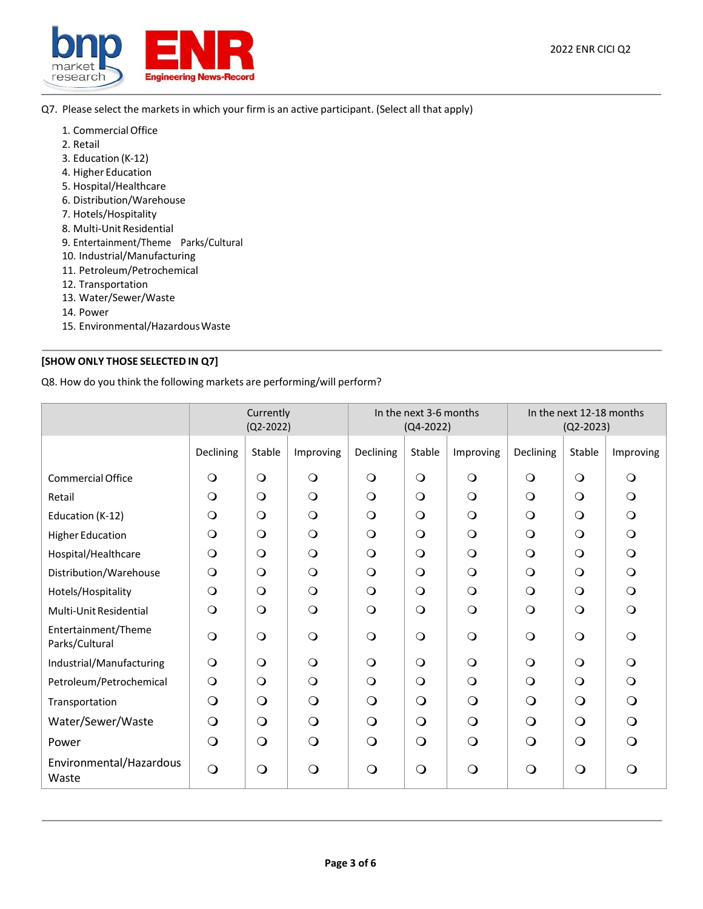Q7. Please select the markets in which your firm is an active participant. (Select all that apply)

1. Commercial Office
2. Retail
3. Education (K-12)
4. Higher Education
5. Hospital/Healthcare
6. Distribution/Warehouse
7. Hotels/Hospitality
8. Multi-Unit Residential
9. Entertainment/Theme Parks/Cultural
10. Industrial/Manufacturing
11. Petroleum/Petrochemical
12. Transportation
13. Water/Sewer/Waste
14. Power
15. Environmental/Hazardous Waste

**[SHOW ONLY THOSE SELECTED IN Q7]**

Q8. How do you think the following markets are performing/will perform?

| | Currently (Q2-2022) | | | In the next 3-6 months (Q4-2022) | | | In the next 12-18 months (Q2-2023) | | |
|---|---|---|---|---|---|---|---|---|---|
| | Declining | Stable | Improving | Declining | Stable | Improving | Declining | Stable | Improving |
| Commercial Office | ❍ | ❍ | ❍ | ❍ | ❍ | ❍ | ❍ | ❍ | ❍ |
| Retail | ❍ | ❍ | ❍ | ❍ | ❍ | ❍ | ❍ | ❍ | ❍ |
| Education (K-12) | ❍ | ❍ | ❍ | ❍ | ❍ | ❍ | ❍ | ❍ | ❍ |
| Higher Education | ❍ | ❍ | ❍ | ❍ | ❍ | ❍ | ❍ | ❍ | ❍ |
| Hospital/Healthcare | ❍ | ❍ | ❍ | ❍ | ❍ | ❍ | ❍ | ❍ | ❍ |
| Distribution/Warehouse | ❍ | ❍ | ❍ | ❍ | ❍ | ❍ | ❍ | ❍ | ❍ |
| Hotels/Hospitality | ❍ | ❍ | ❍ | ❍ | ❍ | ❍ | ❍ | ❍ | ❍ |
| Multi-Unit Residential | ❍ | ❍ | ❍ | ❍ | ❍ | ❍ | ❍ | ❍ | ❍ |
| Entertainment/Theme Parks/Cultural | ❍ | ❍ | ❍ | ❍ | ❍ | ❍ | ❍ | ❍ | ❍ |
| Industrial/Manufacturing | ❍ | ❍ | ❍ | ❍ | ❍ | ❍ | ❍ | ❍ | ❍ |
| Petroleum/Petrochemical | ❍ | ❍ | ❍ | ❍ | ❍ | ❍ | ❍ | ❍ | ❍ |
| Transportation | ❍ | ❍ | ❍ | ❍ | ❍ | ❍ | ❍ | ❍ | ❍ |
| Water/Sewer/Waste | ❍ | ❍ | ❍ | ❍ | ❍ | ❍ | ❍ | ❍ | ❍ |
| Power | ❍ | ❍ | ❍ | ❍ | ❍ | ❍ | ❍ | ❍ | ❍ |
| Environmental/Hazardous Waste | ❍ | ❍ | ❍ | ❍ | ❍ | ❍ | ❍ | ❍ | ❍ |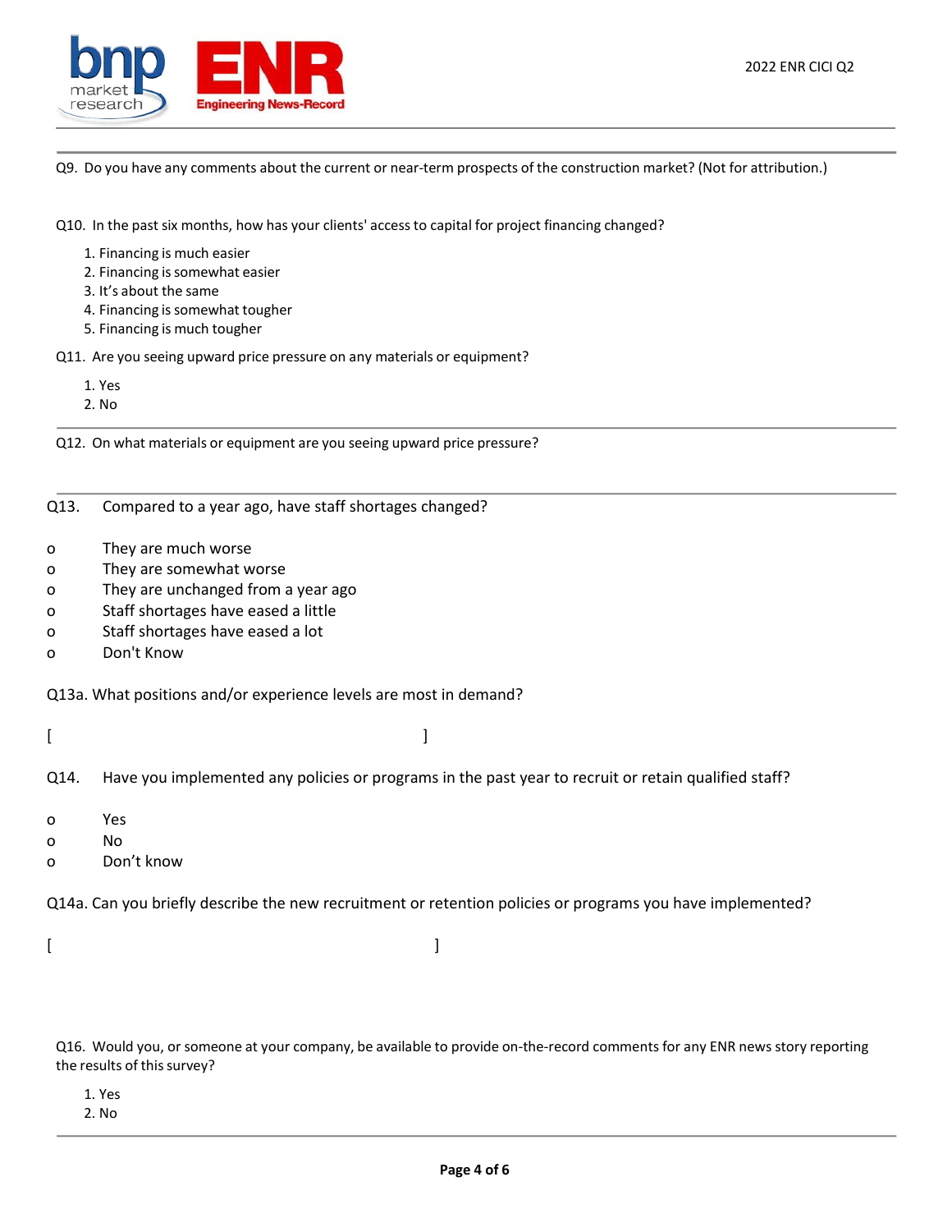Q9. Do you have any comments about the current or near-term prospects of the construction market? (Not for attribution.)

Q10. In the past six months, how has your clients' access to capital for project financing changed?

1. Financing is much easier
2. Financing is somewhat easier
3. It's about the same
4. Financing is somewhat tougher
5. Financing is much tougher

Q11. Are you seeing upward price pressure on any materials or equipment?

1. Yes
2. No

Q12. On what materials or equipment are you seeing upward price pressure?

Q13. Compared to a year ago, have staff shortages changed?

- o They are much worse
- o They are somewhat worse
- o They are unchanged from a year ago
- o Staff shortages have eased a little
- o Staff shortages have eased a lot
- o Don't Know

Q13a. What positions and/or experience levels are most in demand?

[ ]

Q14. Have you implemented any policies or programs in the past year to recruit or retain qualified staff?

- o Yes
- o No
- o Don't know

Q14a. Can you briefly describe the new recruitment or retention policies or programs you have implemented?

[ ]

Q16. Would you, or someone at your company, be available to provide on-the-record comments for any ENR news story reporting the results of this survey?

1. Yes
2. No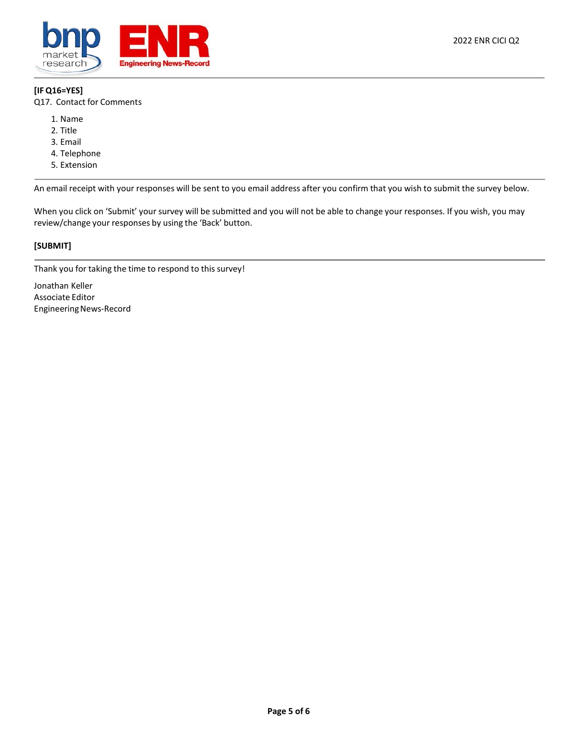**[IF Q16=YES]**

Q17. Contact for Comments

1. Name
2. Title
3. Email
4. Telephone
5. Extension

---

An email receipt with your responses will be sent to you email address after you confirm that you wish to submit the survey below.

When you click on ‘Submit’ your survey will be submitted and you will not be able to change your responses. If you wish, you may review/change your responses by using the ‘Back’ button.

**[SUBMIT]**

---

Thank you for taking the time to respond to this survey!

Jonathan Keller
Associate Editor
Engineering News-Record